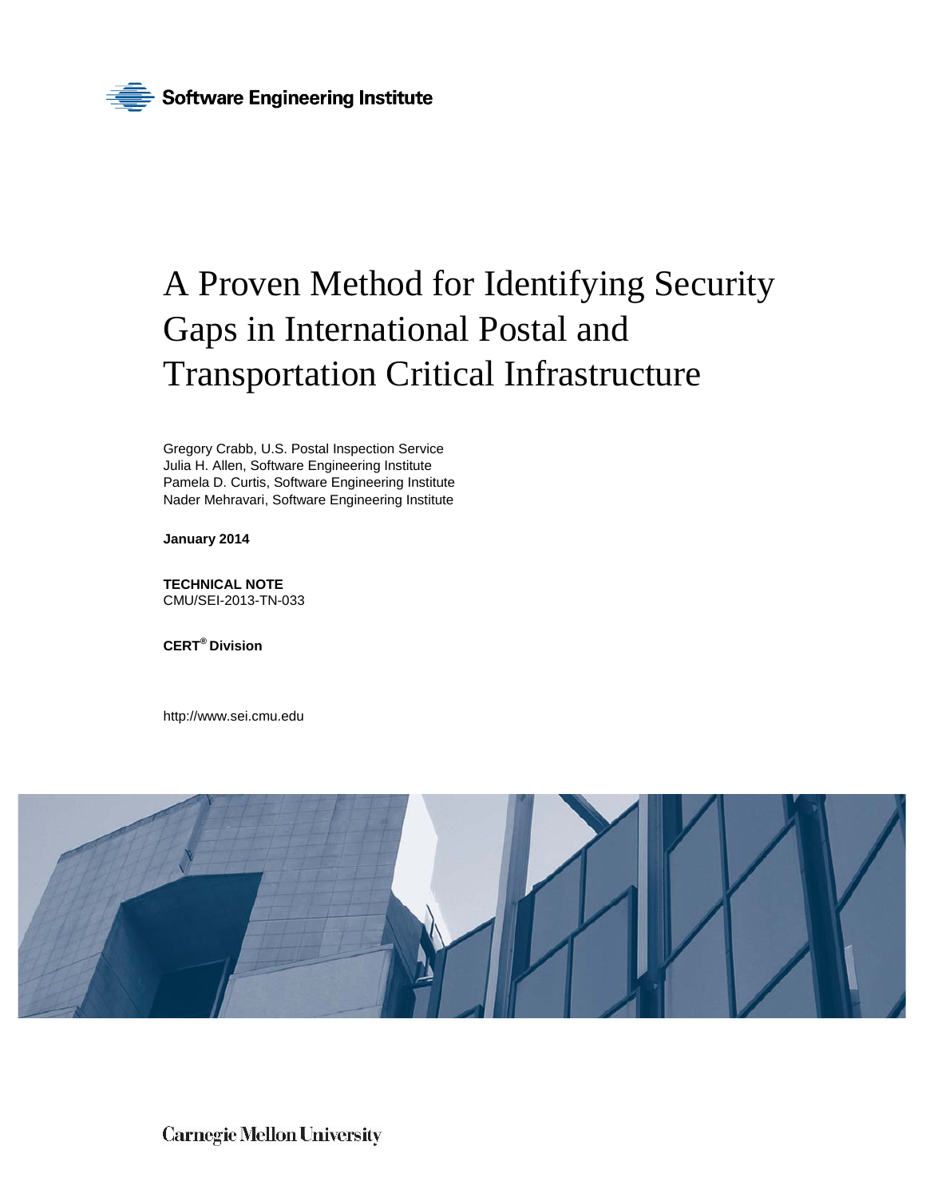Software Engineering Institute

# A Proven Method for Identifying Security Gaps in International Postal and Transportation Critical Infrastructure

Gregory Crabb, U.S. Postal Inspection Service
Julia H. Allen, Software Engineering Institute
Pamela D. Curtis, Software Engineering Institute
Nader Mehravari, Software Engineering Institute

**January 2014**

**TECHNICAL NOTE**
CMU/SEI-2013-TN-033

**CERT® Division**

http://www.sei.cmu.edu

Carnegie Mellon University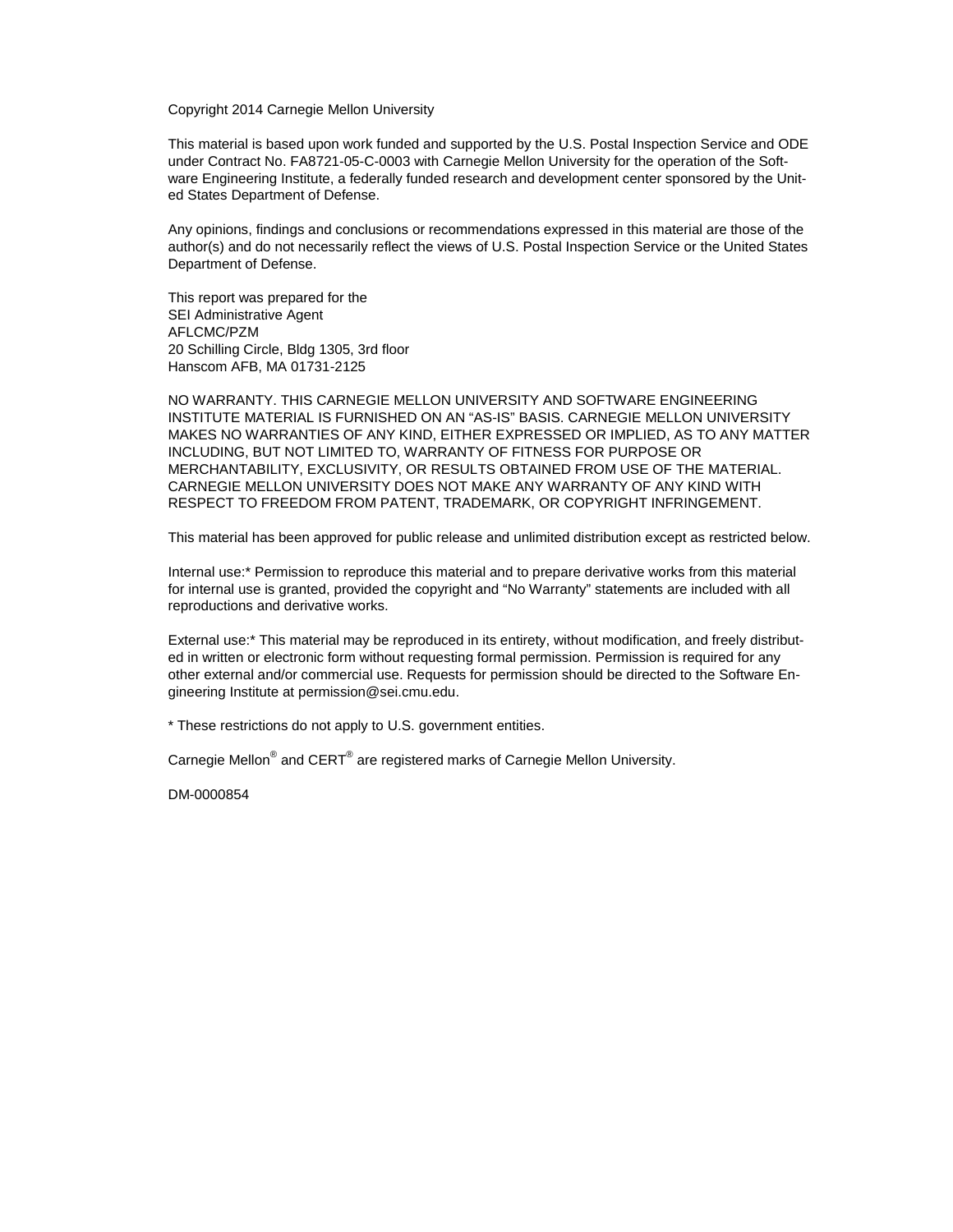Copyright 2014 Carnegie Mellon University

This material is based upon work funded and supported by the U.S. Postal Inspection Service and ODE under Contract No. FA8721-05-C-0003 with Carnegie Mellon University for the operation of the Software Engineering Institute, a federally funded research and development center sponsored by the United States Department of Defense.

Any opinions, findings and conclusions or recommendations expressed in this material are those of the author(s) and do not necessarily reflect the views of U.S. Postal Inspection Service or the United States Department of Defense.

This report was prepared for the
SEI Administrative Agent
AFLCMC/PZM
20 Schilling Circle, Bldg 1305, 3rd floor
Hanscom AFB, MA 01731-2125

NO WARRANTY. THIS CARNEGIE MELLON UNIVERSITY AND SOFTWARE ENGINEERING INSTITUTE MATERIAL IS FURNISHED ON AN “AS-IS” BASIS. CARNEGIE MELLON UNIVERSITY MAKES NO WARRANTIES OF ANY KIND, EITHER EXPRESSED OR IMPLIED, AS TO ANY MATTER INCLUDING, BUT NOT LIMITED TO, WARRANTY OF FITNESS FOR PURPOSE OR MERCHANTABILITY, EXCLUSIVITY, OR RESULTS OBTAINED FROM USE OF THE MATERIAL. CARNEGIE MELLON UNIVERSITY DOES NOT MAKE ANY WARRANTY OF ANY KIND WITH RESPECT TO FREEDOM FROM PATENT, TRADEMARK, OR COPYRIGHT INFRINGEMENT.

This material has been approved for public release and unlimited distribution except as restricted below.

Internal use:* Permission to reproduce this material and to prepare derivative works from this material for internal use is granted, provided the copyright and “No Warranty” statements are included with all reproductions and derivative works.

External use:* This material may be reproduced in its entirety, without modification, and freely distributed in written or electronic form without requesting formal permission. Permission is required for any other external and/or commercial use. Requests for permission should be directed to the Software Engineering Institute at permission@sei.cmu.edu.

* These restrictions do not apply to U.S. government entities.

Carnegie Mellon® and CERT® are registered marks of Carnegie Mellon University.

DM-0000854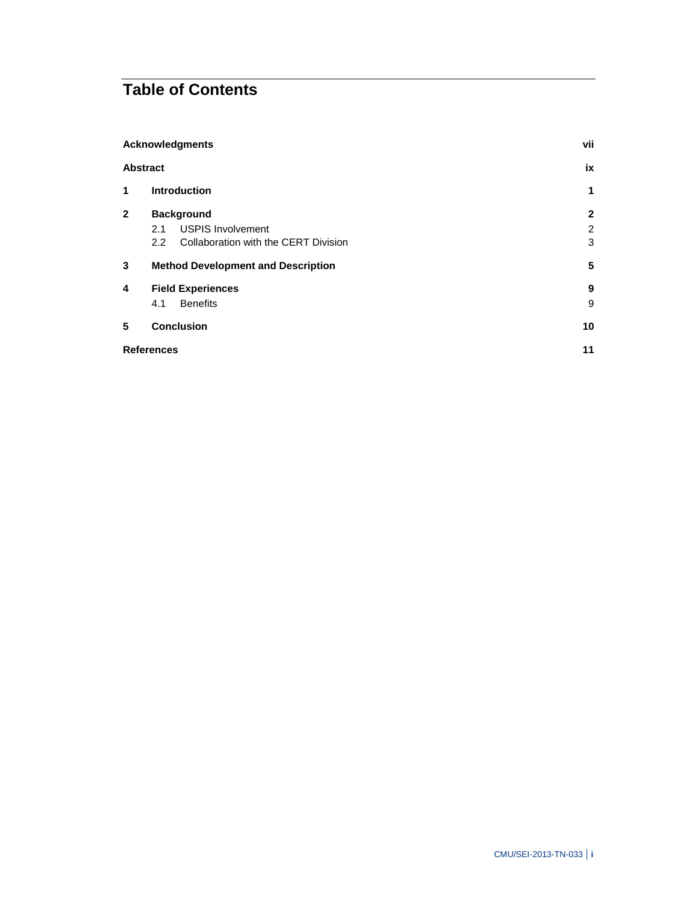# Table of Contents

| | | |
|---|---|---|
| **Acknowledgments** | | **vii** |
| **Abstract** | | **ix** |
| **1** | **Introduction** | **1** |
| **2** | **Background** | **2** |
| | 2.1 USPIS Involvement | 2 |
| | 2.2 Collaboration with the CERT Division | 3 |
| **3** | **Method Development and Description** | **5** |
| **4** | **Field Experiences** | **9** |
| | 4.1 Benefits | 9 |
| **5** | **Conclusion** | **10** |
| **References** | | **11** |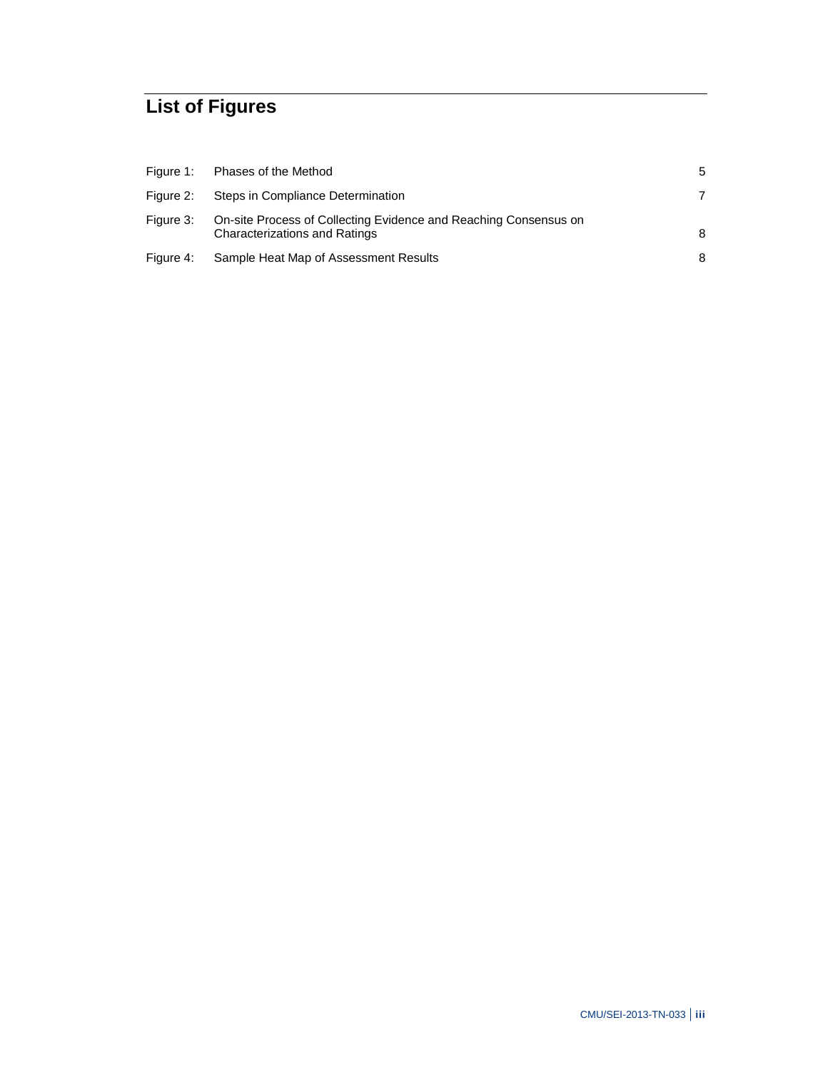# List of Figures

| | | |
|---|---|---|
| Figure 1: | Phases of the Method | 5 |
| Figure 2: | Steps in Compliance Determination | 7 |
| Figure 3: | On-site Process of Collecting Evidence and Reaching Consensus on Characterizations and Ratings | 8 |
| Figure 4: | Sample Heat Map of Assessment Results | 8 |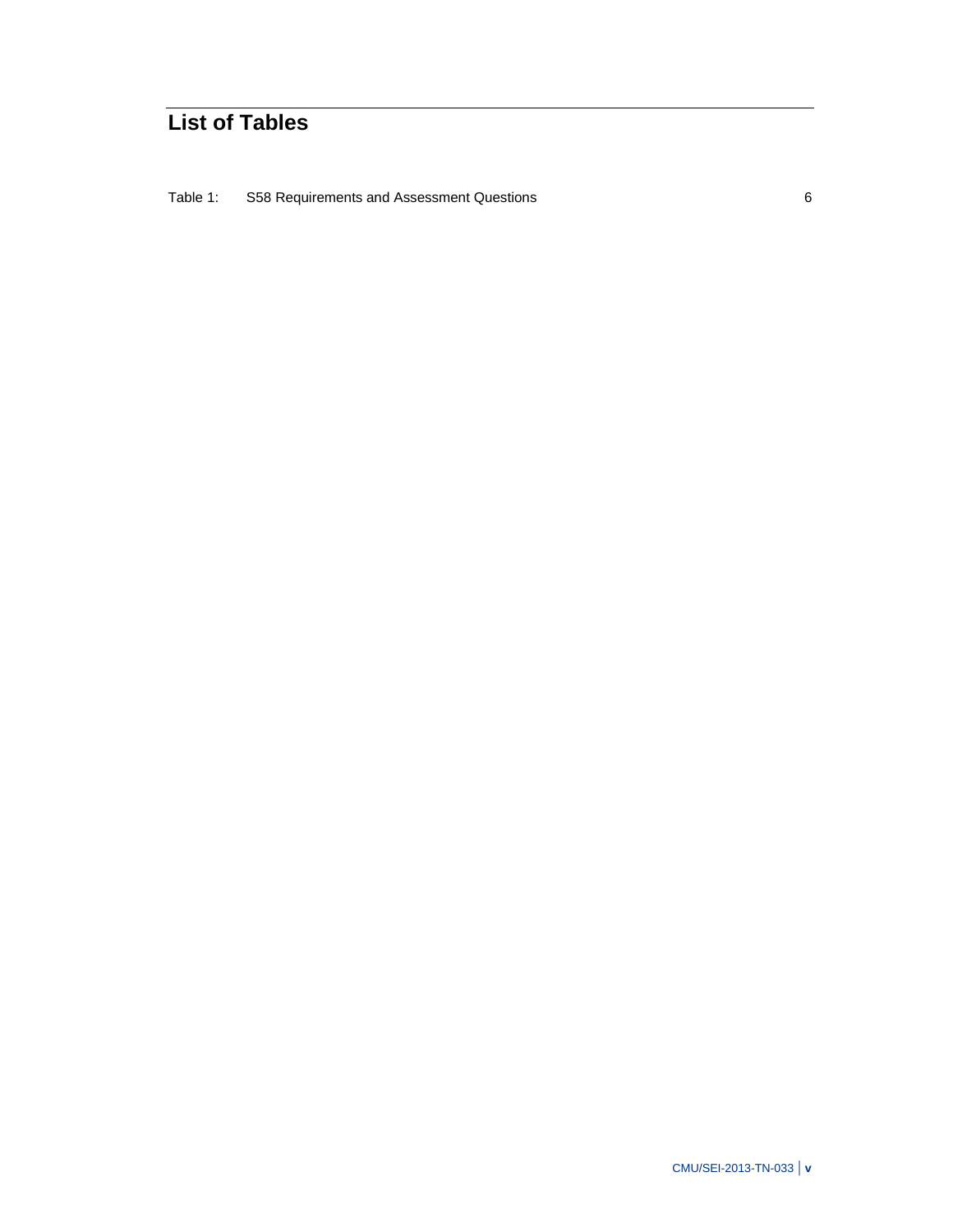# List of Tables

Table 1: S58 Requirements and Assessment Questions 6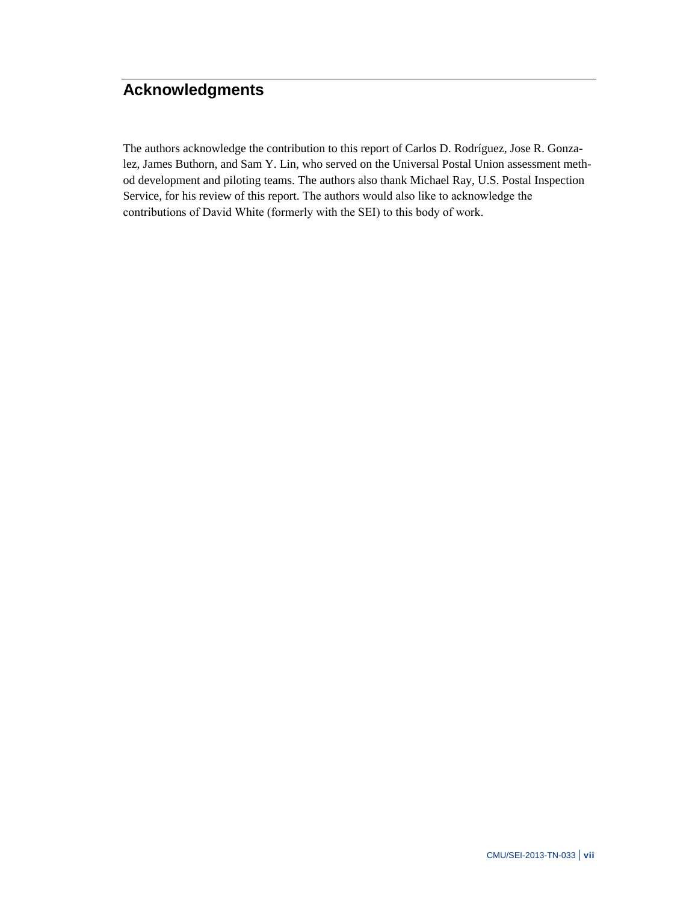# Acknowledgments

The authors acknowledge the contribution to this report of Carlos D. Rodríguez, Jose R. Gonzalez, James Buthorn, and Sam Y. Lin, who served on the Universal Postal Union assessment method development and piloting teams. The authors also thank Michael Ray, U.S. Postal Inspection Service, for his review of this report. The authors would also like to acknowledge the contributions of David White (formerly with the SEI) to this body of work.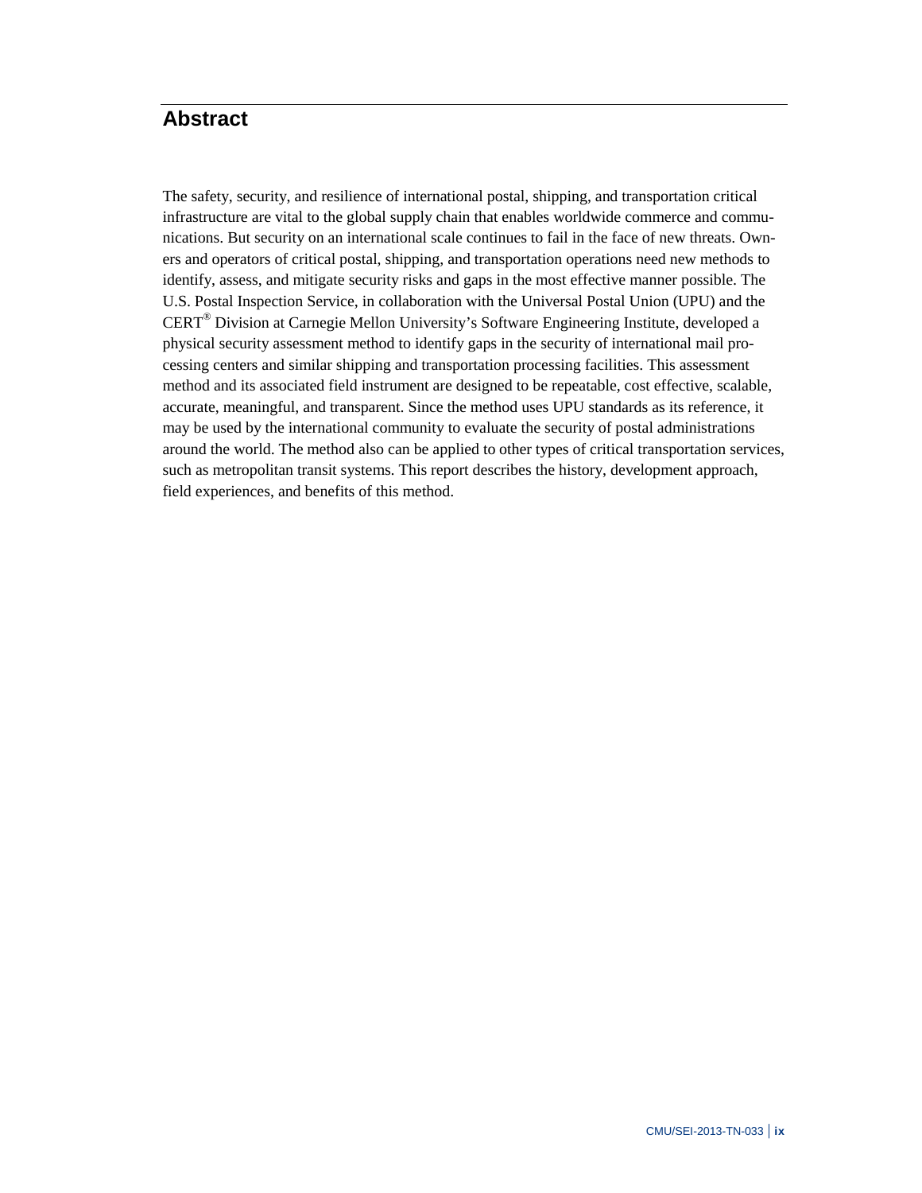# Abstract

The safety, security, and resilience of international postal, shipping, and transportation critical infrastructure are vital to the global supply chain that enables worldwide commerce and communications. But security on an international scale continues to fail in the face of new threats. Owners and operators of critical postal, shipping, and transportation operations need new methods to identify, assess, and mitigate security risks and gaps in the most effective manner possible. The U.S. Postal Inspection Service, in collaboration with the Universal Postal Union (UPU) and the CERT® Division at Carnegie Mellon University's Software Engineering Institute, developed a physical security assessment method to identify gaps in the security of international mail processing centers and similar shipping and transportation processing facilities. This assessment method and its associated field instrument are designed to be repeatable, cost effective, scalable, accurate, meaningful, and transparent. Since the method uses UPU standards as its reference, it may be used by the international community to evaluate the security of postal administrations around the world. The method also can be applied to other types of critical transportation services, such as metropolitan transit systems. This report describes the history, development approach, field experiences, and benefits of this method.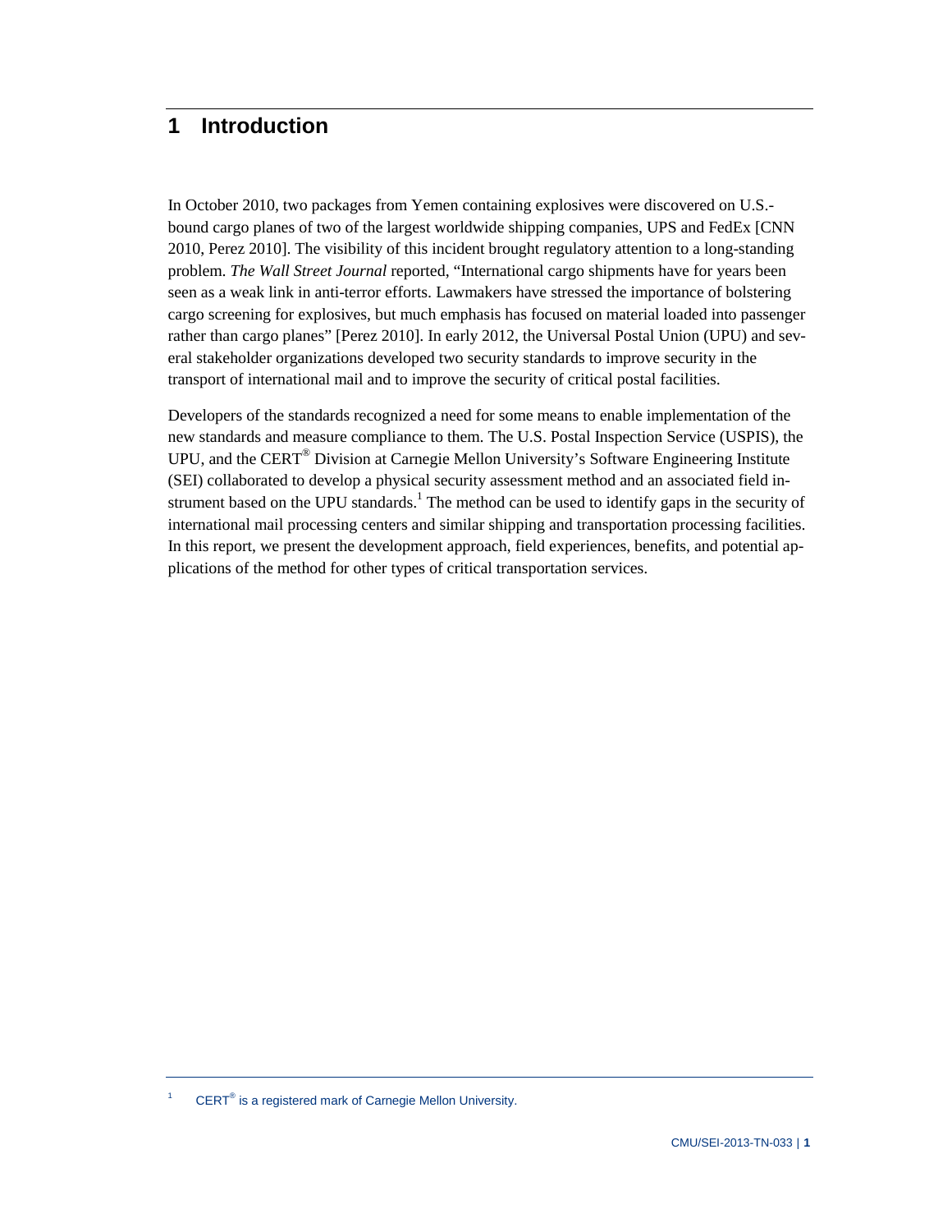# 1 Introduction

In October 2010, two packages from Yemen containing explosives were discovered on U.S.-bound cargo planes of two of the largest worldwide shipping companies, UPS and FedEx [CNN 2010, Perez 2010]. The visibility of this incident brought regulatory attention to a long-standing problem. *The Wall Street Journal* reported, "International cargo shipments have for years been seen as a weak link in anti-terror efforts. Lawmakers have stressed the importance of bolstering cargo screening for explosives, but much emphasis has focused on material loaded into passenger rather than cargo planes" [Perez 2010]. In early 2012, the Universal Postal Union (UPU) and several stakeholder organizations developed two security standards to improve security in the transport of international mail and to improve the security of critical postal facilities.

Developers of the standards recognized a need for some means to enable implementation of the new standards and measure compliance to them. The U.S. Postal Inspection Service (USPIS), the UPU, and the CERT® Division at Carnegie Mellon University's Software Engineering Institute (SEI) collaborated to develop a physical security assessment method and an associated field instrument based on the UPU standards.[1] The method can be used to identify gaps in the security of international mail processing centers and similar shipping and transportation processing facilities. In this report, we present the development approach, field experiences, benefits, and potential applications of the method for other types of critical transportation services.

[1] CERT® is a registered mark of Carnegie Mellon University.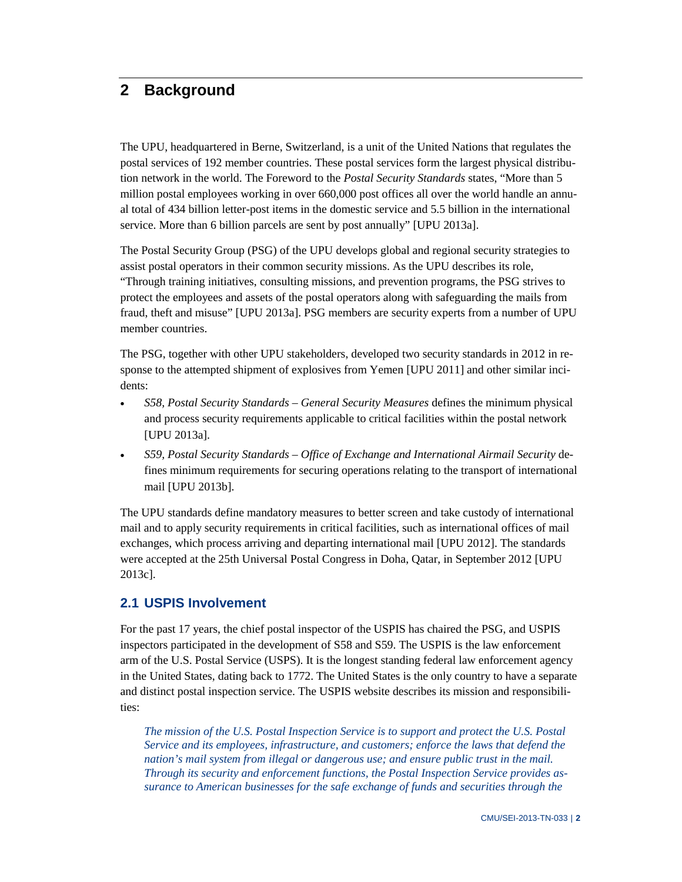# 2 Background

The UPU, headquartered in Berne, Switzerland, is a unit of the United Nations that regulates the postal services of 192 member countries. These postal services form the largest physical distribution network in the world. The Foreword to the *Postal Security Standards* states, "More than 5 million postal employees working in over 660,000 post offices all over the world handle an annual total of 434 billion letter-post items in the domestic service and 5.5 billion in the international service. More than 6 billion parcels are sent by post annually" [UPU 2013a].

The Postal Security Group (PSG) of the UPU develops global and regional security strategies to assist postal operators in their common security missions. As the UPU describes its role, "Through training initiatives, consulting missions, and prevention programs, the PSG strives to protect the employees and assets of the postal operators along with safeguarding the mails from fraud, theft and misuse" [UPU 2013a]. PSG members are security experts from a number of UPU member countries.

The PSG, together with other UPU stakeholders, developed two security standards in 2012 in response to the attempted shipment of explosives from Yemen [UPU 2011] and other similar incidents:

- *S58, Postal Security Standards – General Security Measures* defines the minimum physical and process security requirements applicable to critical facilities within the postal network [UPU 2013a].
- *S59, Postal Security Standards – Office of Exchange and International Airmail Security* defines minimum requirements for securing operations relating to the transport of international mail [UPU 2013b].

The UPU standards define mandatory measures to better screen and take custody of international mail and to apply security requirements in critical facilities, such as international offices of mail exchanges, which process arriving and departing international mail [UPU 2012]. The standards were accepted at the 25th Universal Postal Congress in Doha, Qatar, in September 2012 [UPU 2013c].

## 2.1 USPIS Involvement

For the past 17 years, the chief postal inspector of the USPIS has chaired the PSG, and USPIS inspectors participated in the development of S58 and S59. The USPIS is the law enforcement arm of the U.S. Postal Service (USPS). It is the longest standing federal law enforcement agency in the United States, dating back to 1772. The United States is the only country to have a separate and distinct postal inspection service. The USPIS website describes its mission and responsibilities:

> *The mission of the U.S. Postal Inspection Service is to support and protect the U.S. Postal Service and its employees, infrastructure, and customers; enforce the laws that defend the nation's mail system from illegal or dangerous use; and ensure public trust in the mail. Through its security and enforcement functions, the Postal Inspection Service provides assurance to American businesses for the safe exchange of funds and securities through the*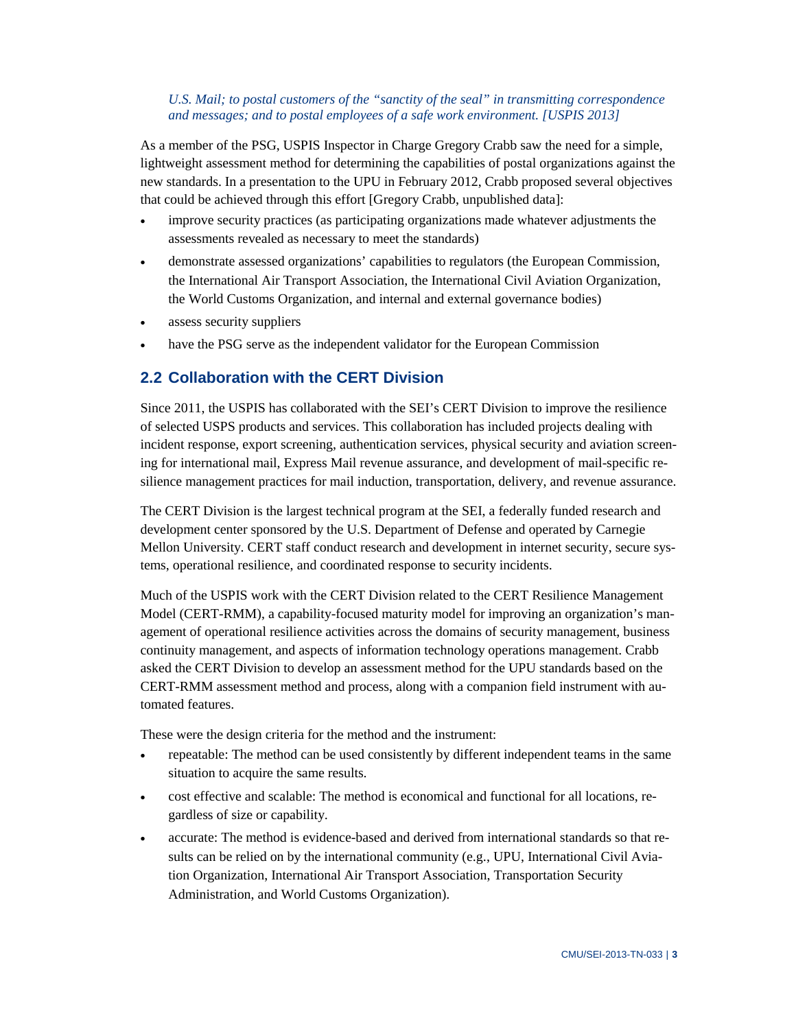*U.S. Mail; to postal customers of the "sanctity of the seal" in transmitting correspondence and messages; and to postal employees of a safe work environment. [USPIS 2013]*

As a member of the PSG, USPIS Inspector in Charge Gregory Crabb saw the need for a simple, lightweight assessment method for determining the capabilities of postal organizations against the new standards. In a presentation to the UPU in February 2012, Crabb proposed several objectives that could be achieved through this effort [Gregory Crabb, unpublished data]:

- improve security practices (as participating organizations made whatever adjustments the assessments revealed as necessary to meet the standards)
- demonstrate assessed organizations' capabilities to regulators (the European Commission, the International Air Transport Association, the International Civil Aviation Organization, the World Customs Organization, and internal and external governance bodies)
- assess security suppliers
- have the PSG serve as the independent validator for the European Commission

## 2.2 Collaboration with the CERT Division

Since 2011, the USPIS has collaborated with the SEI's CERT Division to improve the resilience of selected USPS products and services. This collaboration has included projects dealing with incident response, export screening, authentication services, physical security and aviation screening for international mail, Express Mail revenue assurance, and development of mail-specific resilience management practices for mail induction, transportation, delivery, and revenue assurance.

The CERT Division is the largest technical program at the SEI, a federally funded research and development center sponsored by the U.S. Department of Defense and operated by Carnegie Mellon University. CERT staff conduct research and development in internet security, secure systems, operational resilience, and coordinated response to security incidents.

Much of the USPIS work with the CERT Division related to the CERT Resilience Management Model (CERT-RMM), a capability-focused maturity model for improving an organization's management of operational resilience activities across the domains of security management, business continuity management, and aspects of information technology operations management. Crabb asked the CERT Division to develop an assessment method for the UPU standards based on the CERT-RMM assessment method and process, along with a companion field instrument with automated features.

These were the design criteria for the method and the instrument:

- repeatable: The method can be used consistently by different independent teams in the same situation to acquire the same results.
- cost effective and scalable: The method is economical and functional for all locations, regardless of size or capability.
- accurate: The method is evidence-based and derived from international standards so that results can be relied on by the international community (e.g., UPU, International Civil Aviation Organization, International Air Transport Association, Transportation Security Administration, and World Customs Organization).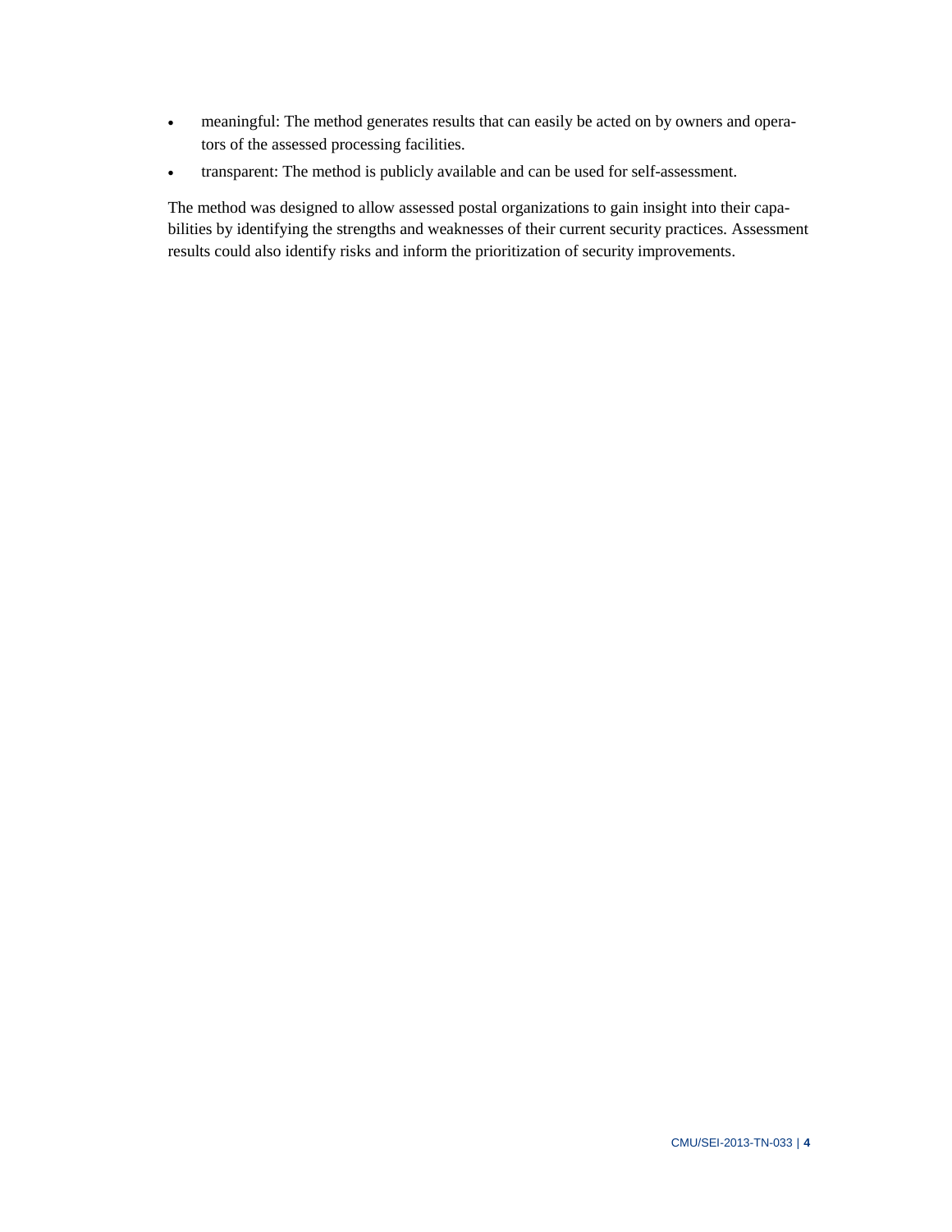- meaningful: The method generates results that can easily be acted on by owners and operators of the assessed processing facilities.
- transparent: The method is publicly available and can be used for self-assessment.

The method was designed to allow assessed postal organizations to gain insight into their capabilities by identifying the strengths and weaknesses of their current security practices. Assessment results could also identify risks and inform the prioritization of security improvements.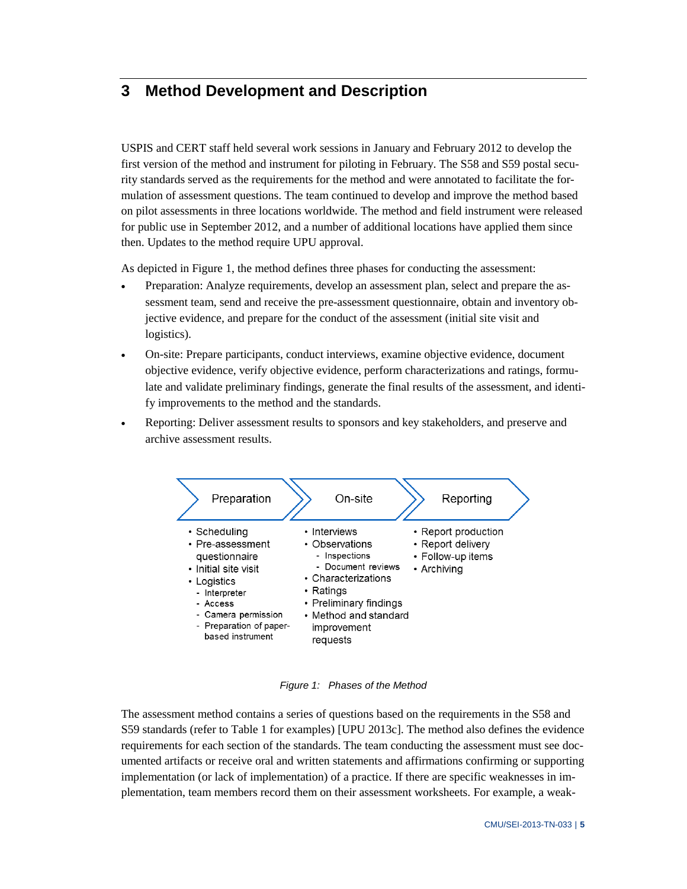# 3 Method Development and Description

USPIS and CERT staff held several work sessions in January and February 2012 to develop the first version of the method and instrument for piloting in February. The S58 and S59 postal security standards served as the requirements for the method and were annotated to facilitate the formulation of assessment questions. The team continued to develop and improve the method based on pilot assessments in three locations worldwide. The method and field instrument were released for public use in September 2012, and a number of additional locations have applied them since then. Updates to the method require UPU approval.

As depicted in Figure 1, the method defines three phases for conducting the assessment:

- Preparation: Analyze requirements, develop an assessment plan, select and prepare the assessment team, send and receive the pre-assessment questionnaire, obtain and inventory objective evidence, and prepare for the conduct of the assessment (initial site visit and logistics).
- On-site: Prepare participants, conduct interviews, examine objective evidence, document objective evidence, verify objective evidence, perform characterizations and ratings, formulate and validate preliminary findings, generate the final results of the assessment, and identify improvements to the method and the standards.
- Reporting: Deliver assessment results to sponsors and key stakeholders, and preserve and archive assessment results.

| Preparation | On-site | Reporting |
|---|---|---|
| • Scheduling<br>• Pre-assessment questionnaire<br>• Initial site visit<br>• Logistics<br>  - Interpreter<br>  - Access<br>  - Camera permission<br>  - Preparation of paper-based instrument | • Interviews<br>• Observations<br>  - Inspections<br>  - Document reviews<br>• Characterizations<br>• Ratings<br>• Preliminary findings<br>• Method and standard improvement requests | • Report production<br>• Report delivery<br>• Follow-up items<br>• Archiving |

*Figure 1: Phases of the Method*

The assessment method contains a series of questions based on the requirements in the S58 and S59 standards (refer to Table 1 for examples) [UPU 2013c]. The method also defines the evidence requirements for each section of the standards. The team conducting the assessment must see documented artifacts or receive oral and written statements and affirmations confirming or supporting implementation (or lack of implementation) of a practice. If there are specific weaknesses in implementation, team members record them on their assessment worksheets. For example, a weak-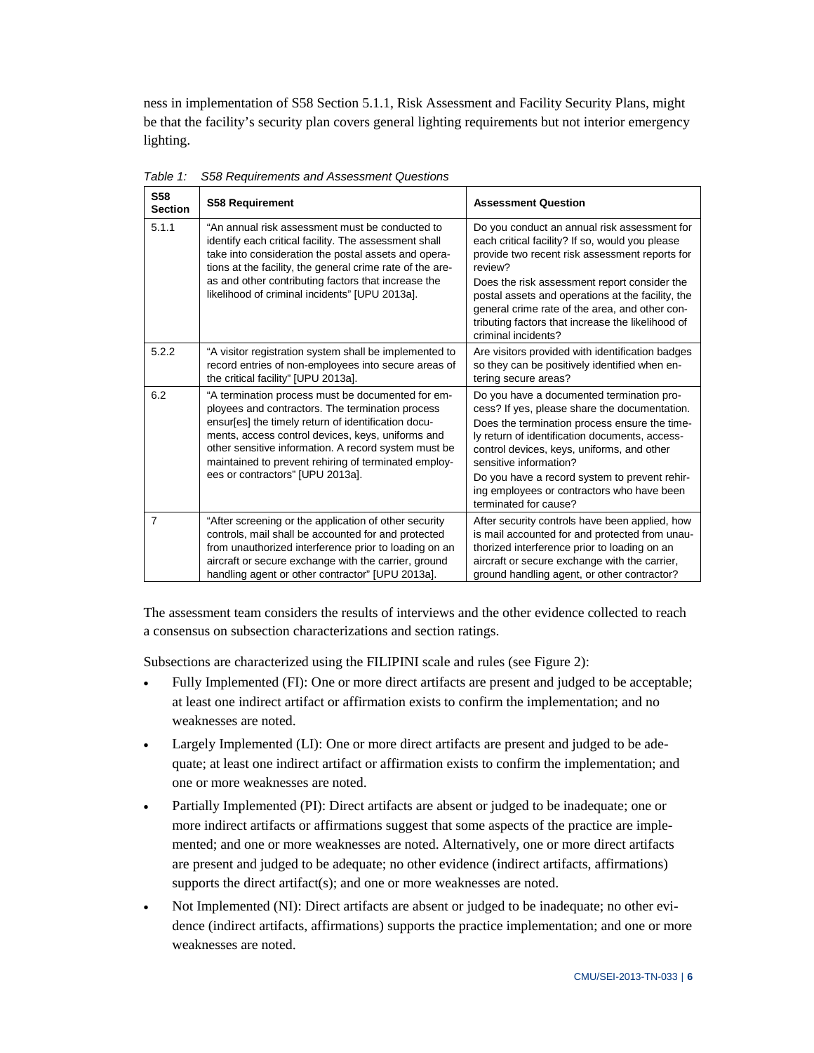ness in implementation of S58 Section 5.1.1, Risk Assessment and Facility Security Plans, might be that the facility's security plan covers general lighting requirements but not interior emergency lighting.

*Table 1: S58 Requirements and Assessment Questions*

| S58 Section | S58 Requirement | Assessment Question |
|---|---|---|
| 5.1.1 | "An annual risk assessment must be conducted to identify each critical facility. The assessment shall take into consideration the postal assets and operations at the facility, the general crime rate of the areas and other contributing factors that increase the likelihood of criminal incidents" [UPU 2013a]. | Do you conduct an annual risk assessment for each critical facility? If so, would you please provide two recent risk assessment reports for review?<br>Does the risk assessment report consider the postal assets and operations at the facility, the general crime rate of the area, and other contributing factors that increase the likelihood of criminal incidents? |
| 5.2.2 | "A visitor registration system shall be implemented to record entries of non-employees into secure areas of the critical facility" [UPU 2013a]. | Are visitors provided with identification badges so they can be positively identified when entering secure areas? |
| 6.2 | "A termination process must be documented for employees and contractors. The termination process ensur[es] the timely return of identification documents, access control devices, keys, uniforms and other sensitive information. A record system must be maintained to prevent rehiring of terminated employees or contractors" [UPU 2013a]. | Do you have a documented termination process? If yes, please share the documentation.<br>Does the termination process ensure the timely return of identification documents, access-control devices, keys, uniforms, and other sensitive information?<br>Do you have a record system to prevent rehiring employees or contractors who have been terminated for cause? |
| 7 | "After screening or the application of other security controls, mail shall be accounted for and protected from unauthorized interference prior to loading on an aircraft or secure exchange with the carrier, ground handling agent or other contractor" [UPU 2013a]. | After security controls have been applied, how is mail accounted for and protected from unauthorized interference prior to loading on an aircraft or secure exchange with the carrier, ground handling agent, or other contractor? |

The assessment team considers the results of interviews and the other evidence collected to reach a consensus on subsection characterizations and section ratings.

Subsections are characterized using the FILIPINI scale and rules (see Figure 2):

- Fully Implemented (FI): One or more direct artifacts are present and judged to be acceptable; at least one indirect artifact or affirmation exists to confirm the implementation; and no weaknesses are noted.
- Largely Implemented (LI): One or more direct artifacts are present and judged to be adequate; at least one indirect artifact or affirmation exists to confirm the implementation; and one or more weaknesses are noted.
- Partially Implemented (PI): Direct artifacts are absent or judged to be inadequate; one or more indirect artifacts or affirmations suggest that some aspects of the practice are implemented; and one or more weaknesses are noted. Alternatively, one or more direct artifacts are present and judged to be adequate; no other evidence (indirect artifacts, affirmations) supports the direct artifact(s); and one or more weaknesses are noted.
- Not Implemented (NI): Direct artifacts are absent or judged to be inadequate; no other evidence (indirect artifacts, affirmations) supports the practice implementation; and one or more weaknesses are noted.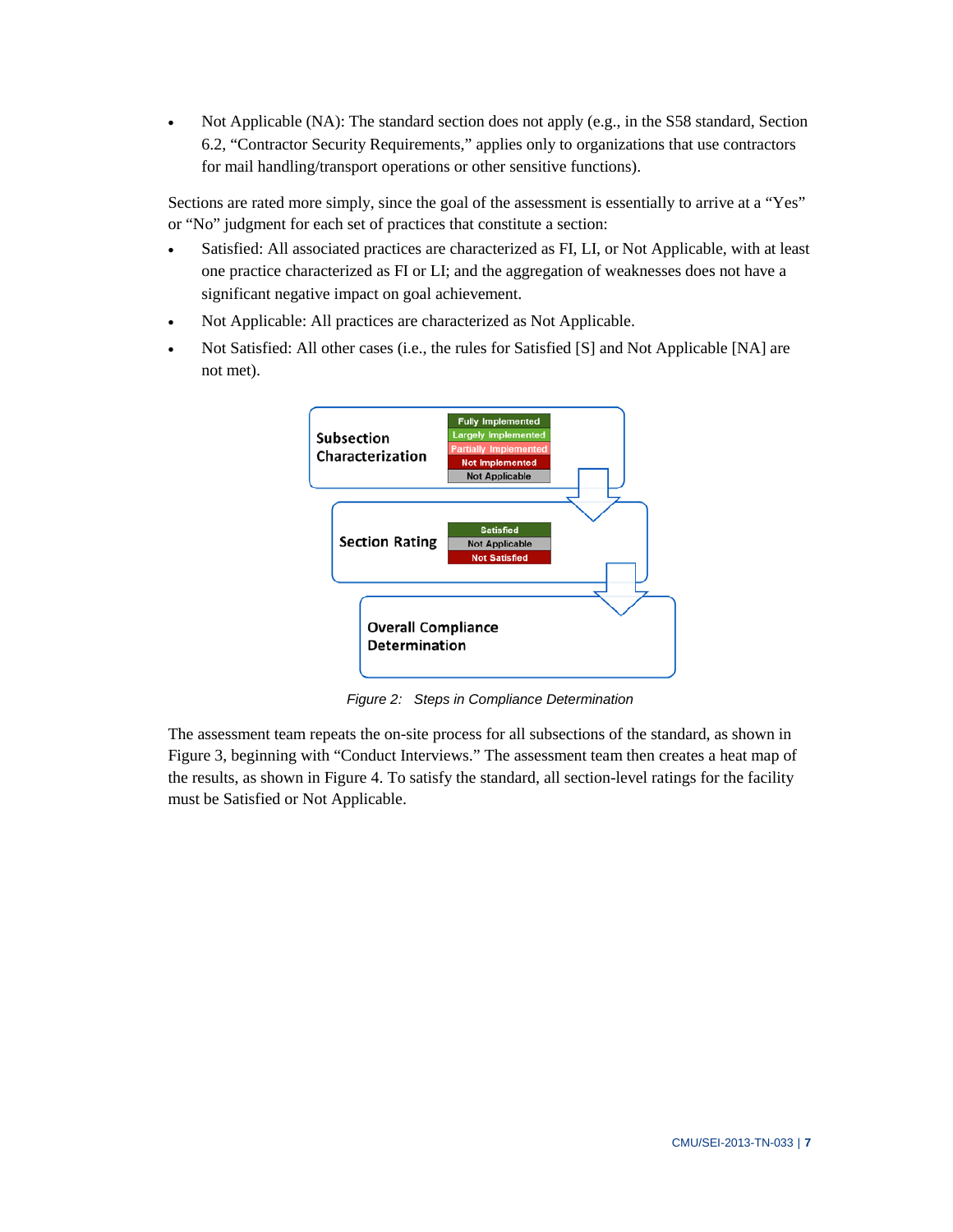- Not Applicable (NA): The standard section does not apply (e.g., in the S58 standard, Section 6.2, "Contractor Security Requirements," applies only to organizations that use contractors for mail handling/transport operations or other sensitive functions).

Sections are rated more simply, since the goal of the assessment is essentially to arrive at a "Yes" or "No" judgment for each set of practices that constitute a section:

- Satisfied: All associated practices are characterized as FI, LI, or Not Applicable, with at least one practice characterized as FI or LI; and the aggregation of weaknesses does not have a significant negative impact on goal achievement.
- Not Applicable: All practices are characterized as Not Applicable.
- Not Satisfied: All other cases (i.e., the rules for Satisfied [S] and Not Applicable [NA] are not met).

**Subsection Characterization**: Fully Implemented, Largely Implemented, Partially Implemented, Not Implemented, Not Applicable

**Section Rating**: Satisfied, Not Applicable, Not Satisfied

**Overall Compliance Determination**

*Figure 2: Steps in Compliance Determination*

The assessment team repeats the on-site process for all subsections of the standard, as shown in Figure 3, beginning with "Conduct Interviews." The assessment team then creates a heat map of the results, as shown in Figure 4. To satisfy the standard, all section-level ratings for the facility must be Satisfied or Not Applicable.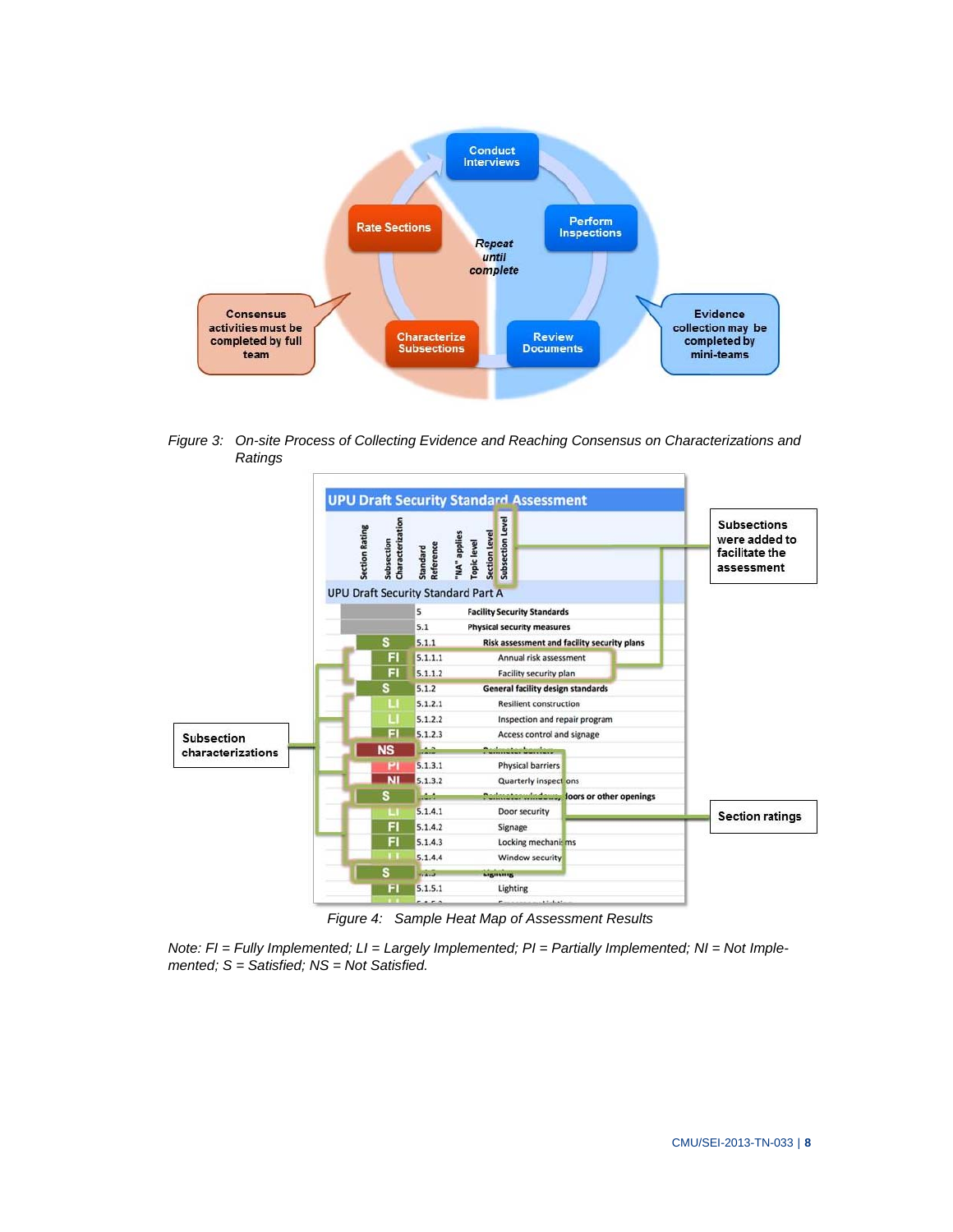Figure 3: On-site Process of Collecting Evidence and Reaching Consensus on Characterizations and Ratings

Figure 4: Sample Heat Map of Assessment Results

*Note: FI = Fully Implemented; LI = Largely Implemented; PI = Partially Implemented; NI = Not Implemented; S = Satisfied; NS = Not Satisfied.*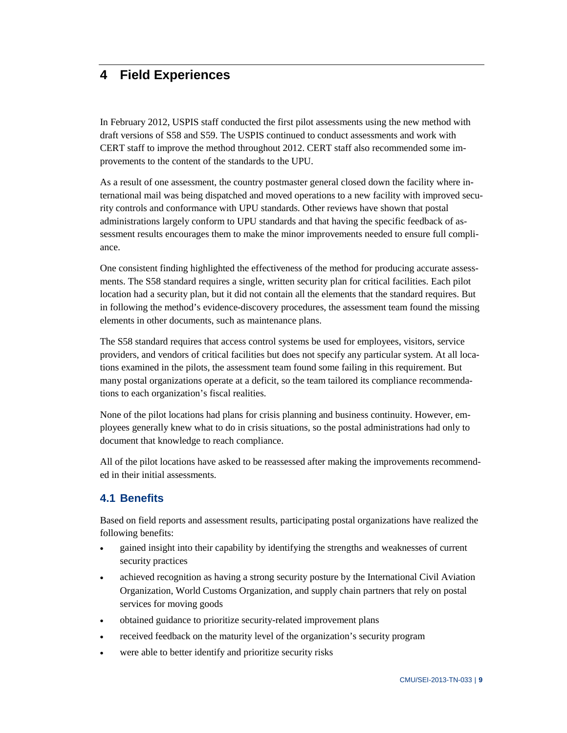# 4 Field Experiences

In February 2012, USPIS staff conducted the first pilot assessments using the new method with draft versions of S58 and S59. The USPIS continued to conduct assessments and work with CERT staff to improve the method throughout 2012. CERT staff also recommended some improvements to the content of the standards to the UPU.

As a result of one assessment, the country postmaster general closed down the facility where international mail was being dispatched and moved operations to a new facility with improved security controls and conformance with UPU standards. Other reviews have shown that postal administrations largely conform to UPU standards and that having the specific feedback of assessment results encourages them to make the minor improvements needed to ensure full compliance.

One consistent finding highlighted the effectiveness of the method for producing accurate assessments. The S58 standard requires a single, written security plan for critical facilities. Each pilot location had a security plan, but it did not contain all the elements that the standard requires. But in following the method's evidence-discovery procedures, the assessment team found the missing elements in other documents, such as maintenance plans.

The S58 standard requires that access control systems be used for employees, visitors, service providers, and vendors of critical facilities but does not specify any particular system. At all locations examined in the pilots, the assessment team found some failing in this requirement. But many postal organizations operate at a deficit, so the team tailored its compliance recommendations to each organization's fiscal realities.

None of the pilot locations had plans for crisis planning and business continuity. However, employees generally knew what to do in crisis situations, so the postal administrations had only to document that knowledge to reach compliance.

All of the pilot locations have asked to be reassessed after making the improvements recommended in their initial assessments.

## 4.1 Benefits

Based on field reports and assessment results, participating postal organizations have realized the following benefits:

- gained insight into their capability by identifying the strengths and weaknesses of current security practices
- achieved recognition as having a strong security posture by the International Civil Aviation Organization, World Customs Organization, and supply chain partners that rely on postal services for moving goods
- obtained guidance to prioritize security-related improvement plans
- received feedback on the maturity level of the organization's security program
- were able to better identify and prioritize security risks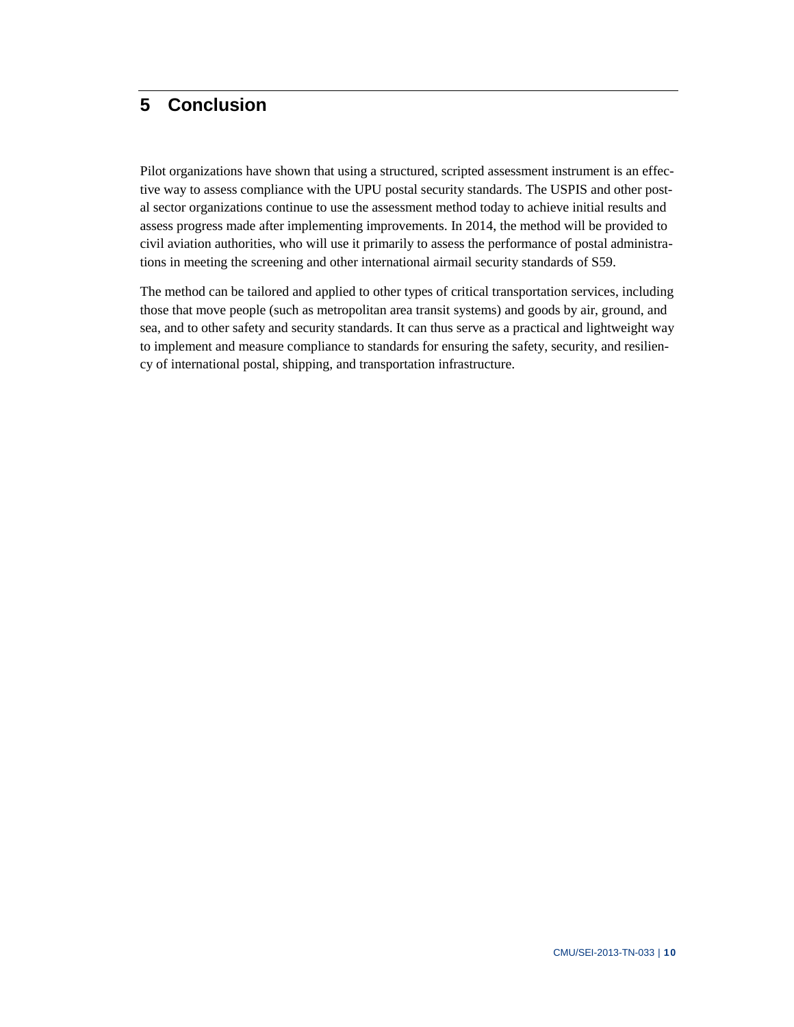# 5 Conclusion

Pilot organizations have shown that using a structured, scripted assessment instrument is an effective way to assess compliance with the UPU postal security standards. The USPIS and other postal sector organizations continue to use the assessment method today to achieve initial results and assess progress made after implementing improvements. In 2014, the method will be provided to civil aviation authorities, who will use it primarily to assess the performance of postal administrations in meeting the screening and other international airmail security standards of S59.

The method can be tailored and applied to other types of critical transportation services, including those that move people (such as metropolitan area transit systems) and goods by air, ground, and sea, and to other safety and security standards. It can thus serve as a practical and lightweight way to implement and measure compliance to standards for ensuring the safety, security, and resiliency of international postal, shipping, and transportation infrastructure.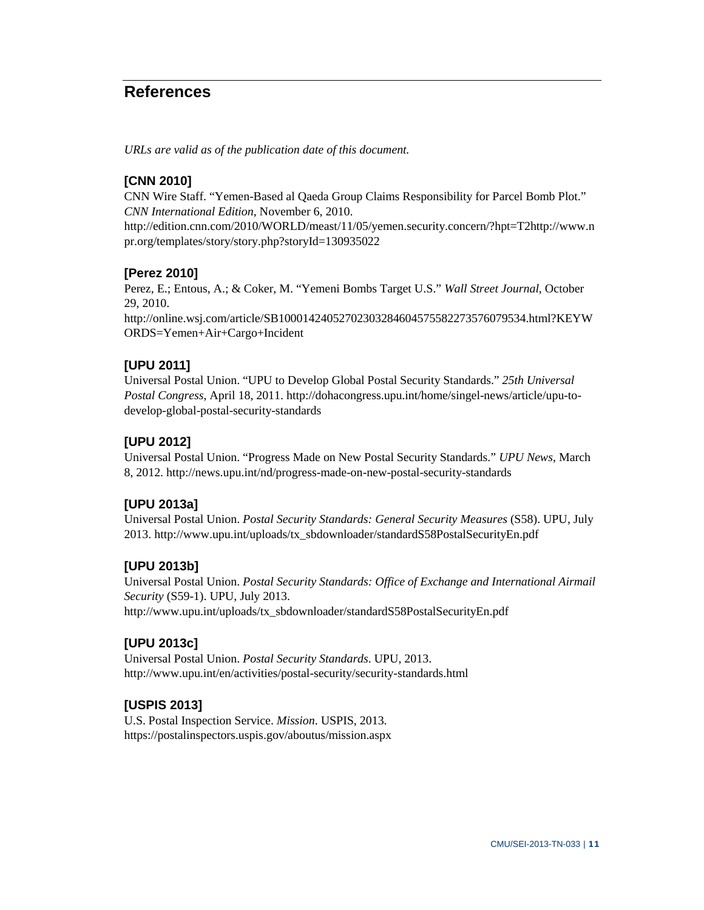# References

*URLs are valid as of the publication date of this document.*

### [CNN 2010]

CNN Wire Staff. “Yemen-Based al Qaeda Group Claims Responsibility for Parcel Bomb Plot.” *CNN International Edition*, November 6, 2010. http://edition.cnn.com/2010/WORLD/meast/11/05/yemen.security.concern/?hpt=T2http://www.npr.org/templates/story/story.php?storyId=130935022

### [Perez 2010]

Perez, E.; Entous, A.; & Coker, M. “Yemeni Bombs Target U.S.” *Wall Street Journal*, October 29, 2010. http://online.wsj.com/article/SB10001424052702303284604575582273576079534.html?KEYWORDS=Yemen+Air+Cargo+Incident

### [UPU 2011]

Universal Postal Union. “UPU to Develop Global Postal Security Standards.” *25th Universal Postal Congress*, April 18, 2011. http://dohacongress.upu.int/home/singel-news/article/upu-to-develop-global-postal-security-standards

### [UPU 2012]

Universal Postal Union. “Progress Made on New Postal Security Standards.” *UPU News*, March 8, 2012. http://news.upu.int/nd/progress-made-on-new-postal-security-standards

### [UPU 2013a]

Universal Postal Union. *Postal Security Standards: General Security Measures* (S58). UPU, July 2013. http://www.upu.int/uploads/tx_sbdownloader/standardS58PostalSecurityEn.pdf

### [UPU 2013b]

Universal Postal Union. *Postal Security Standards: Office of Exchange and International Airmail Security* (S59-1). UPU, July 2013. http://www.upu.int/uploads/tx_sbdownloader/standardS58PostalSecurityEn.pdf

### [UPU 2013c]

Universal Postal Union. *Postal Security Standards*. UPU, 2013. http://www.upu.int/en/activities/postal-security/security-standards.html

### [USPIS 2013]

U.S. Postal Inspection Service. *Mission*. USPIS, 2013. https://postalinspectors.uspis.gov/aboutus/mission.aspx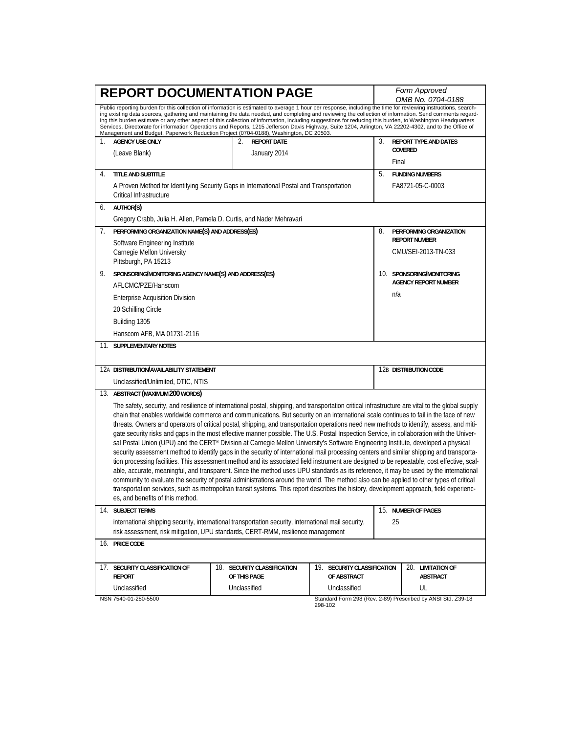# REPORT DOCUMENTATION PAGE

*Form Approved*
*OMB No. 0704-0188*

Public reporting burden for this collection of information is estimated to average 1 hour per response, including the time for reviewing instructions, searching existing data sources, gathering and maintaining the data needed, and completing and reviewing the collection of information. Send comments regarding this burden estimate or any other aspect of this collection of information, including suggestions for reducing this burden, to Washington Headquarters Services, Directorate for information Operations and Reports, 1215 Jefferson Davis Highway, Suite 1204, Arlington, VA 22202-4302, and to the Office of Management and Budget, Paperwork Reduction Project (0704-0188), Washington, DC 20503.

| | | |
|---|---|---|
| 1. **AGENCY USE ONLY**<br>(Leave Blank) | 2. **REPORT DATE**<br>January 2014 | 3. **REPORT TYPE AND DATES COVERED**<br>Final |
| 4. **TITLE AND SUBTITLE**<br>A Proven Method for Identifying Security Gaps in International Postal and Transportation Critical Infrastructure | | 5. **FUNDING NUMBERS**<br>FA8721-05-C-0003 |
| 6. **AUTHOR(S)**<br>Gregory Crabb, Julia H. Allen, Pamela D. Curtis, and Nader Mehravari | | |
| 7. **PERFORMING ORGANIZATION NAME(S) AND ADDRESS(ES)**<br>Software Engineering Institute<br>Carnegie Mellon University<br>Pittsburgh, PA 15213 | | 8. **PERFORMING ORGANIZATION REPORT NUMBER**<br>CMU/SEI-2013-TN-033 |
| 9. **SPONSORING/MONITORING AGENCY NAME(S) AND ADDRESS(ES)**<br>AFLCMC/PZE/Hanscom<br>Enterprise Acquisition Division<br>20 Schilling Circle<br>Building 1305<br>Hanscom AFB, MA 01731-2116 | | 10. **SPONSORING/MONITORING AGENCY REPORT NUMBER**<br>n/a |
| 11. **SUPPLEMENTARY NOTES** | | |
| 12A **DISTRIBUTION/AVAILABILITY STATEMENT**<br>Unclassified/Unlimited, DTIC, NTIS | | 12B **DISTRIBUTION CODE** |

13. **ABSTRACT (MAXIMUM 200 WORDS)**

The safety, security, and resilience of international postal, shipping, and transportation critical infrastructure are vital to the global supply chain that enables worldwide commerce and communications. But security on an international scale continues to fail in the face of new threats. Owners and operators of critical postal, shipping, and transportation operations need new methods to identify, assess, and mitigate security risks and gaps in the most effective manner possible. The U.S. Postal Inspection Service, in collaboration with the Universal Postal Union (UPU) and the CERT® Division at Carnegie Mellon University's Software Engineering Institute, developed a physical security assessment method to identify gaps in the security of international mail processing centers and similar shipping and transportation processing facilities. This assessment method and its associated field instrument are designed to be repeatable, cost effective, scalable, accurate, meaningful, and transparent. Since the method uses UPU standards as its reference, it may be used by the international community to evaluate the security of postal administrations around the world. The method also can be applied to other types of critical transportation services, such as metropolitan transit systems. This report describes the history, development approach, field experiences, and benefits of this method.

| | |
|---|---|
| 14. **SUBJECT TERMS**<br>international shipping security, international transportation security, international mail security, risk assessment, risk mitigation, UPU standards, CERT-RMM, resilience management | 15. **NUMBER OF PAGES**<br>25 |
| 16. **PRICE CODE** | |

| | | | |
|---|---|---|---|
| 17. **SECURITY CLASSIFICATION OF REPORT**<br>Unclassified | 18. **SECURITY CLASSIFICATION OF THIS PAGE**<br>Unclassified | 19. **SECURITY CLASSIFICATION OF ABSTRACT**<br>Unclassified | 20. **LIMITATION OF ABSTRACT**<br>UL |

NSN 7540-01-280-5500

Standard Form 298 (Rev. 2-89) Prescribed by ANSI Std. Z39-18 298-102